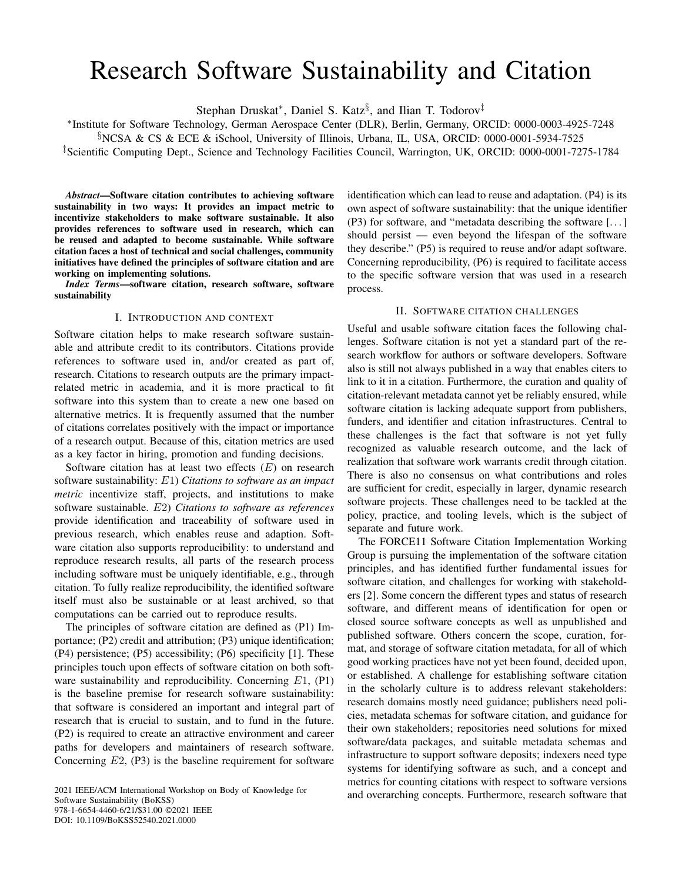# Research Software Sustainability and Citation

Stephan Druskat*, Daniel S. Katz§, and Ilian T. Todorov‡

*Institute for Software Technology, German Aerospace Center (DLR), Berlin, Germany, ORCID: 0000-0003-4925-7248

§NCSA & CS & ECE & iSchool, University of Illinois, Urbana, IL, USA, ORCID: 0000-0001-5934-7525

‡Scientific Computing Dept., Science and Technology Facilities Council, Warrington, UK, ORCID: 0000-0001-7275-1784

***Abstract*—Software citation contributes to achieving software sustainability in two ways: It provides an impact metric to incentivize stakeholders to make software sustainable. It also provides references to software used in research, which can be reused and adapted to become sustainable. While software citation faces a host of technical and social challenges, community initiatives have defined the principles of software citation and are working on implementing solutions.**

***Index Terms*—software citation, research software, software sustainability**

## I. Introduction and context

Software citation helps to make research software sustainable and attribute credit to its contributors. Citations provide references to software used in, and/or created as part of, research. Citations to research outputs are the primary impact-related metric in academia, and it is more practical to fit software into this system than to create a new one based on alternative metrics. It is frequently assumed that the number of citations correlates positively with the impact or importance of a research output. Because of this, citation metrics are used as a key factor in hiring, promotion and funding decisions.

Software citation has at least two effects ($E$) on research software sustainability: $E1$) *Citations to software as an impact metric* incentivize staff, projects, and institutions to make software sustainable. $E2$) *Citations to software as references* provide identification and traceability of software used in previous research, which enables reuse and adaption. Software citation also supports reproducibility: to understand and reproduce research results, all parts of the research process including software must be uniquely identifiable, e.g., through citation. To fully realize reproducibility, the identified software itself must also be sustainable or at least archived, so that computations can be carried out to reproduce results.

The principles of software citation are defined as (P1) Importance; (P2) credit and attribution; (P3) unique identification; (P4) persistence; (P5) accessibility; (P6) specificity [1]. These principles touch upon effects of software citation on both software sustainability and reproducibility. Concerning $E1$, (P1) is the baseline premise for research software sustainability: that software is considered an important and integral part of research that is crucial to sustain, and to fund in the future. (P2) is required to create an attractive environment and career paths for developers and maintainers of research software. Concerning $E2$, (P3) is the baseline requirement for software identification which can lead to reuse and adaptation. (P4) is its own aspect of software sustainability: that the unique identifier (P3) for software, and "metadata describing the software [...] should persist — even beyond the lifespan of the software they describe." (P5) is required to reuse and/or adapt software. Concerning reproducibility, (P6) is required to facilitate access to the specific software version that was used in a research process.

## II. Software citation challenges

Useful and usable software citation faces the following challenges. Software citation is not yet a standard part of the research workflow for authors or software developers. Software also is still not always published in a way that enables citers to link to it in a citation. Furthermore, the curation and quality of citation-relevant metadata cannot yet be reliably ensured, while software citation is lacking adequate support from publishers, funders, and identifier and citation infrastructures. Central to these challenges is the fact that software is not yet fully recognized as valuable research outcome, and the lack of realization that software work warrants credit through citation. There is also no consensus on what contributions and roles are sufficient for credit, especially in larger, dynamic research software projects. These challenges need to be tackled at the policy, practice, and tooling levels, which is the subject of separate and future work.

The FORCE11 Software Citation Implementation Working Group is pursuing the implementation of the software citation principles, and has identified further fundamental issues for software citation, and challenges for working with stakeholders [2]. Some concern the different types and status of research software, and different means of identification for open or closed source software concepts as well as unpublished and published software. Others concern the scope, curation, format, and storage of software citation metadata, for all of which good working practices have not yet been found, decided upon, or established. A challenge for establishing software citation in the scholarly culture is to address relevant stakeholders: research domains mostly need guidance; publishers need policies, metadata schemas for software citation, and guidance for their own stakeholders; repositories need solutions for mixed software/data packages, and suitable metadata schemas and infrastructure to support software deposits; indexers need type systems for identifying software as such, and a concept and metrics for counting citations with respect to software versions and overarching concepts. Furthermore, research software that

2021 IEEE/ACM International Workshop on Body of Knowledge for Software Sustainability (BoKSS)
978-1-6654-4460-6/21/$31.00 ©2021 IEEE
DOI: 10.1109/BoKSS52540.2021.0000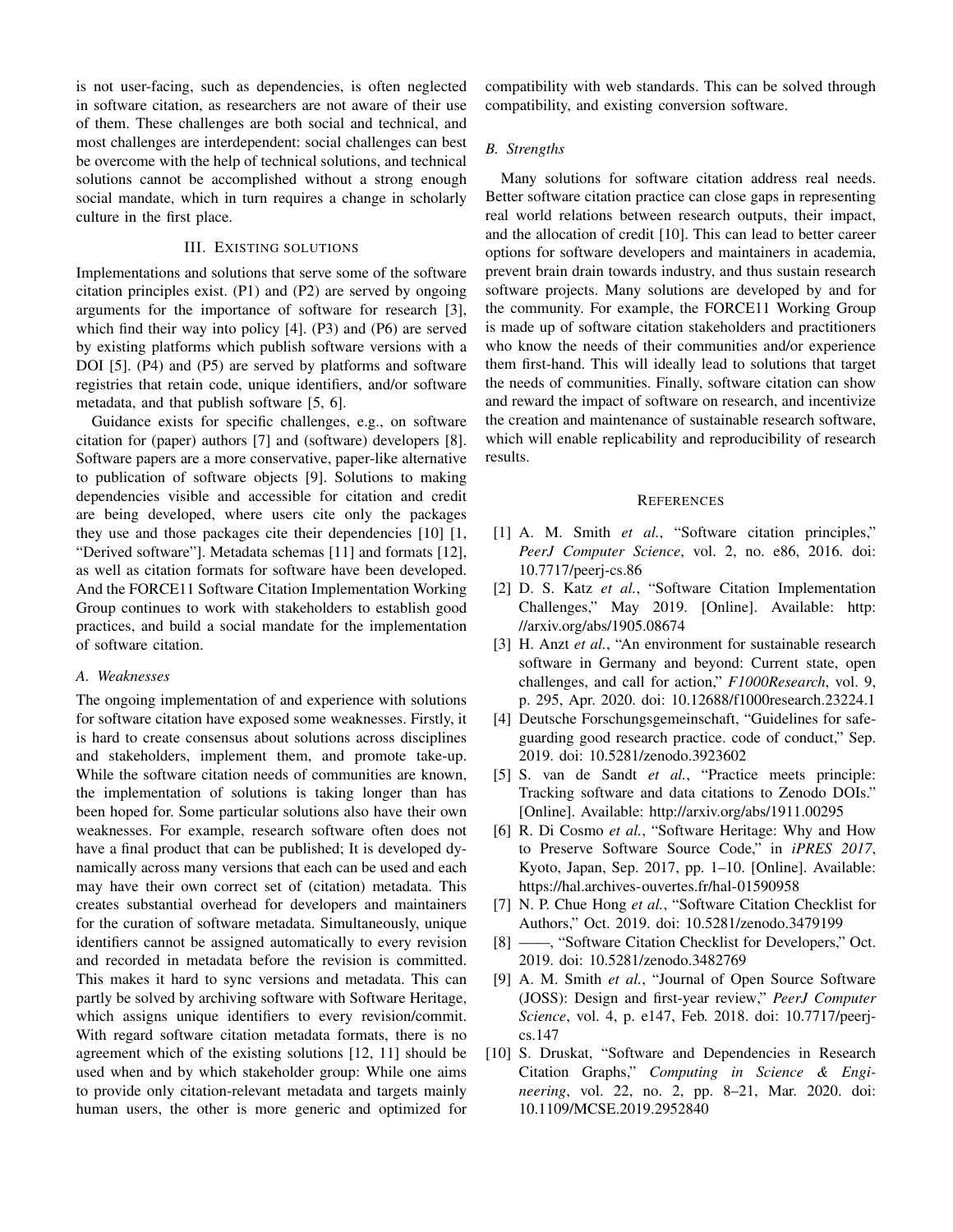is not user-facing, such as dependencies, is often neglected in software citation, as researchers are not aware of their use of them. These challenges are both social and technical, and most challenges are interdependent: social challenges can best be overcome with the help of technical solutions, and technical solutions cannot be accomplished without a strong enough social mandate, which in turn requires a change in scholarly culture in the first place.

## III. Existing solutions

Implementations and solutions that serve some of the software citation principles exist. (P1) and (P2) are served by ongoing arguments for the importance of software for research [3], which find their way into policy [4]. (P3) and (P6) are served by existing platforms which publish software versions with a DOI [5]. (P4) and (P5) are served by platforms and software registries that retain code, unique identifiers, and/or software metadata, and that publish software [5, 6].

Guidance exists for specific challenges, e.g., on software citation for (paper) authors [7] and (software) developers [8]. Software papers are a more conservative, paper-like alternative to publication of software objects [9]. Solutions to making dependencies visible and accessible for citation and credit are being developed, where users cite only the packages they use and those packages cite their dependencies [10] [1, "Derived software"]. Metadata schemas [11] and formats [12], as well as citation formats for software have been developed. And the FORCE11 Software Citation Implementation Working Group continues to work with stakeholders to establish good practices, and build a social mandate for the implementation of software citation.

### A. Weaknesses

The ongoing implementation of and experience with solutions for software citation have exposed some weaknesses. Firstly, it is hard to create consensus about solutions across disciplines and stakeholders, implement them, and promote take-up. While the software citation needs of communities are known, the implementation of solutions is taking longer than has been hoped for. Some particular solutions also have their own weaknesses. For example, research software often does not have a final product that can be published; It is developed dynamically across many versions that each can be used and each may have their own correct set of (citation) metadata. This creates substantial overhead for developers and maintainers for the curation of software metadata. Simultaneously, unique identifiers cannot be assigned automatically to every revision and recorded in metadata before the revision is committed. This makes it hard to sync versions and metadata. This can partly be solved by archiving software with Software Heritage, which assigns unique identifiers to every revision/commit. With regard software citation metadata formats, there is no agreement which of the existing solutions [12, 11] should be used when and by which stakeholder group: While one aims to provide only citation-relevant metadata and targets mainly human users, the other is more generic and optimized for compatibility with web standards. This can be solved through compatibility, and existing conversion software.

### B. Strengths

Many solutions for software citation address real needs. Better software citation practice can close gaps in representing real world relations between research outputs, their impact, and the allocation of credit [10]. This can lead to better career options for software developers and maintainers in academia, prevent brain drain towards industry, and thus sustain research software projects. Many solutions are developed by and for the community. For example, the FORCE11 Working Group is made up of software citation stakeholders and practitioners who know the needs of their communities and/or experience them first-hand. This will ideally lead to solutions that target the needs of communities. Finally, software citation can show and reward the impact of software on research, and incentivize the creation and maintenance of sustainable research software, which will enable replicability and reproducibility of research results.

## References

[1] A. M. Smith *et al.*, "Software citation principles," *PeerJ Computer Science*, vol. 2, no. e86, 2016. doi: 10.7717/peerj-cs.86

[2] D. S. Katz *et al.*, "Software Citation Implementation Challenges," May 2019. [Online]. Available: http://arxiv.org/abs/1905.08674

[3] H. Anzt *et al.*, "An environment for sustainable research software in Germany and beyond: Current state, open challenges, and call for action," *F1000Research*, vol. 9, p. 295, Apr. 2020. doi: 10.12688/f1000research.23224.1

[4] Deutsche Forschungsgemeinschaft, "Guidelines for safeguarding good research practice. code of conduct," Sep. 2019. doi: 10.5281/zenodo.3923602

[5] S. van de Sandt *et al.*, "Practice meets principle: Tracking software and data citations to Zenodo DOIs." [Online]. Available: http://arxiv.org/abs/1911.00295

[6] R. Di Cosmo *et al.*, "Software Heritage: Why and How to Preserve Software Source Code," in *iPRES 2017*, Kyoto, Japan, Sep. 2017, pp. 1–10. [Online]. Available: https://hal.archives-ouvertes.fr/hal-01590958

[7] N. P. Chue Hong *et al.*, "Software Citation Checklist for Authors," Oct. 2019. doi: 10.5281/zenodo.3479199

[8] ——, "Software Citation Checklist for Developers," Oct. 2019. doi: 10.5281/zenodo.3482769

[9] A. M. Smith *et al.*, "Journal of Open Source Software (JOSS): Design and first-year review," *PeerJ Computer Science*, vol. 4, p. e147, Feb. 2018. doi: 10.7717/peerj-cs.147

[10] S. Druskat, "Software and Dependencies in Research Citation Graphs," *Computing in Science & Engineering*, vol. 22, no. 2, pp. 8–21, Mar. 2020. doi: 10.1109/MCSE.2019.2952840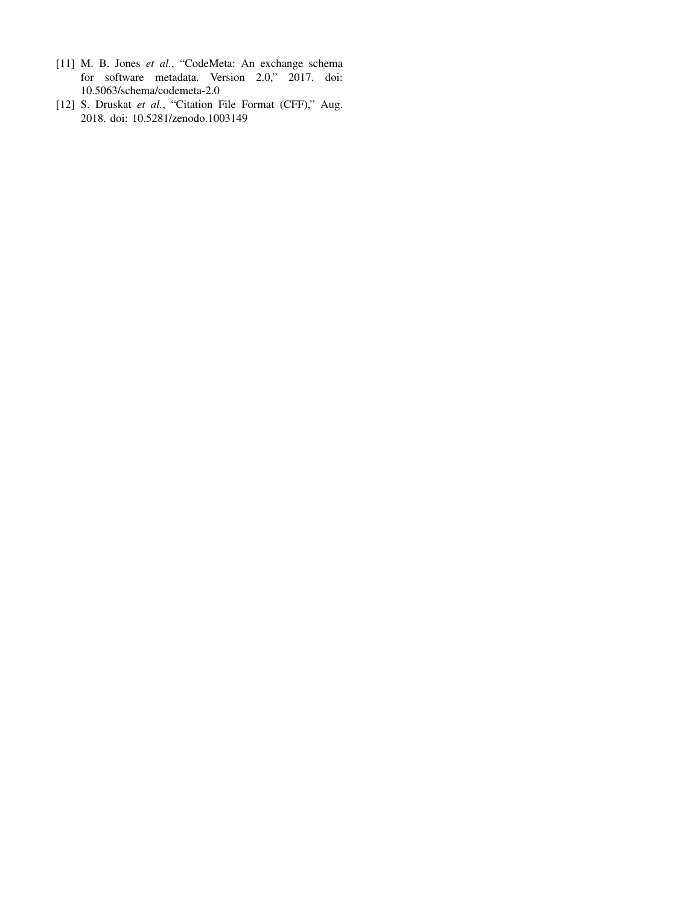[11] M. B. Jones *et al.*, "CodeMeta: An exchange schema for software metadata. Version 2.0," 2017. doi: 10.5063/schema/codemeta-2.0

[12] S. Druskat *et al.*, "Citation File Format (CFF)," Aug. 2018. doi: 10.5281/zenodo.1003149